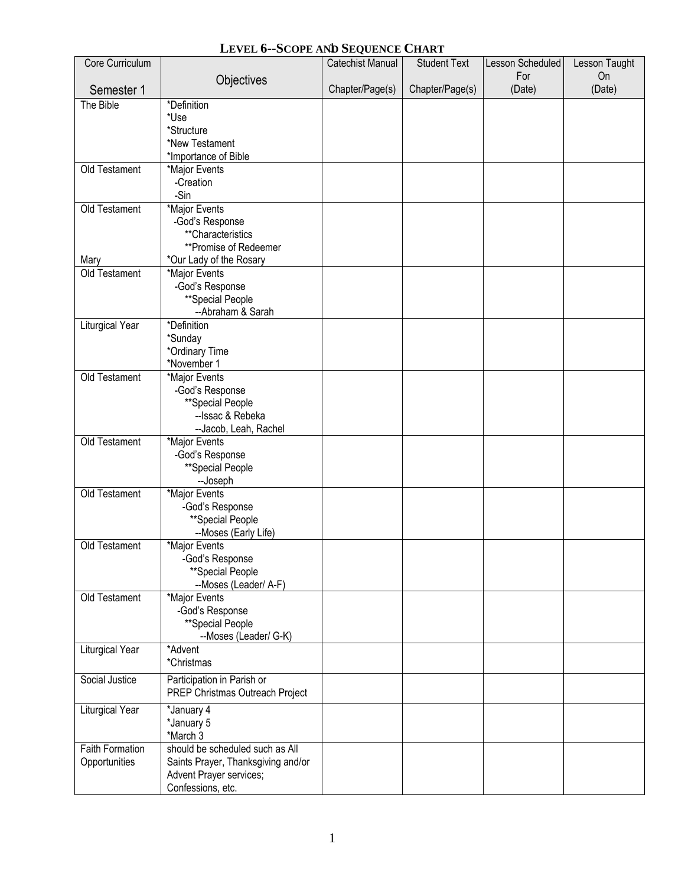# LEVEL 6--SCOPE AND SEQUENCE CHART

| Core Curriculum<br>Semester 1 | Objectives | Catechist Manual<br>Chapter/Page(s) | Student Text<br>Chapter/Page(s) | Lesson Scheduled For<br>(Date) | Lesson Taught On<br>(Date) |
|---|---|---|---|---|---|
| The Bible | *Definition<br>*Use<br>*Structure<br>*New Testament<br>*Importance of Bible | | | | |
| Old Testament | *Major Events<br>-Creation<br>-Sin | | | | |
| Old Testament<br><br><br><br>Mary | *Major Events<br>-God's Response<br>**Characteristics<br>**Promise of Redeemer<br>*Our Lady of the Rosary | | | | |
| Old Testament | *Major Events<br>-God's Response<br>**Special People<br>--Abraham & Sarah | | | | |
| Liturgical Year | *Definition<br>*Sunday<br>*Ordinary Time<br>*November 1 | | | | |
| Old Testament | *Major Events<br>-God's Response<br>**Special People<br>--Issac & Rebeka<br>--Jacob, Leah, Rachel | | | | |
| Old Testament | *Major Events<br>-God's Response<br>**Special People<br>--Joseph | | | | |
| Old Testament | *Major Events<br>-God's Response<br>**Special People<br>--Moses (Early Life) | | | | |
| Old Testament | *Major Events<br>-God's Response<br>**Special People<br>--Moses (Leader/ A-F) | | | | |
| Old Testament | *Major Events<br>-God's Response<br>**Special People<br>--Moses (Leader/ G-K) | | | | |
| Liturgical Year | *Advent<br>*Christmas | | | | |
| Social Justice | Participation in Parish or PREP Christmas Outreach Project | | | | |
| Liturgical Year | *January 4<br>*January 5<br>*March 3 | | | | |
| Faith Formation Opportunities | should be scheduled such as All Saints Prayer, Thanksgiving and/or Advent Prayer services; Confessions, etc. | | | | |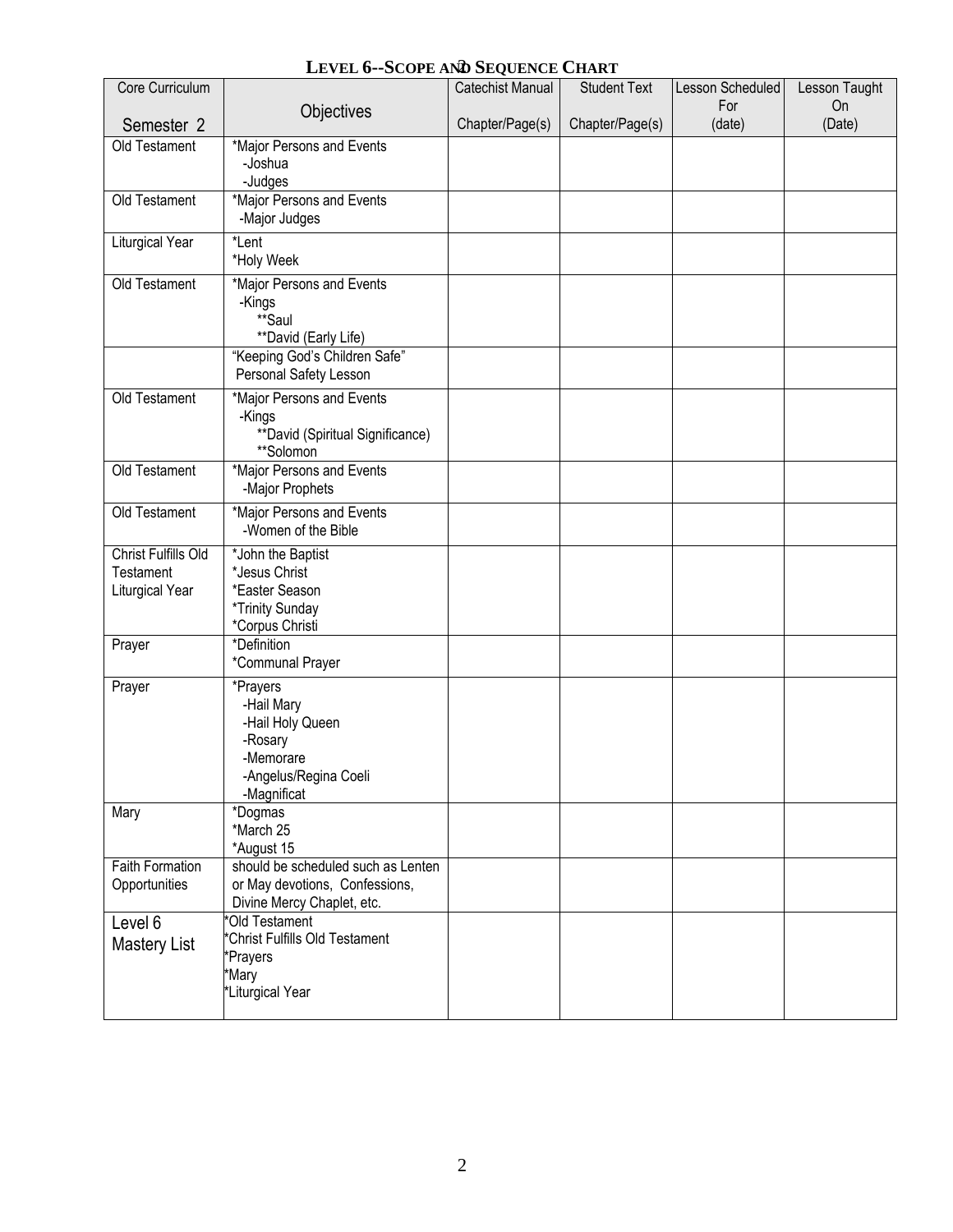# LEVEL 6--SCOPE AND SEQUENCE CHART

| Core Curriculum<br><br>Semester 2 | Objectives | Catechist Manual<br><br>Chapter/Page(s) | Student Text<br><br>Chapter/Page(s) | Lesson Scheduled For<br>(date) | Lesson Taught On<br>(Date) |
|---|---|---|---|---|---|
| Old Testament | *Major Persons and Events<br>-Joshua<br>-Judges | | | | |
| Old Testament | *Major Persons and Events<br>-Major Judges | | | | |
| Liturgical Year | *Lent<br>*Holy Week | | | | |
| Old Testament | *Major Persons and Events<br>-Kings<br>**Saul<br>**David (Early Life) | | | | |
| | "Keeping God's Children Safe"<br>Personal Safety Lesson | | | | |
| Old Testament | *Major Persons and Events<br>-Kings<br>**David (Spiritual Significance)<br>**Solomon | | | | |
| Old Testament | *Major Persons and Events<br>-Major Prophets | | | | |
| Old Testament | *Major Persons and Events<br>-Women of the Bible | | | | |
| Christ Fulfills Old Testament<br>Liturgical Year | *John the Baptist<br>*Jesus Christ<br>*Easter Season<br>*Trinity Sunday<br>*Corpus Christi | | | | |
| Prayer | *Definition<br>*Communal Prayer | | | | |
| Prayer | *Prayers<br>-Hail Mary<br>-Hail Holy Queen<br>-Rosary<br>-Memorare<br>-Angelus/Regina Coeli<br>-Magnificat | | | | |
| Mary | *Dogmas<br>*March 25<br>*August 15 | | | | |
| Faith Formation Opportunities | should be scheduled such as Lenten or May devotions, Confessions, Divine Mercy Chaplet, etc. | | | | |
| Level 6<br>Mastery List | *Old Testament<br>*Christ Fulfills Old Testament<br>*Prayers<br>*Mary<br>*Liturgical Year | | | | |